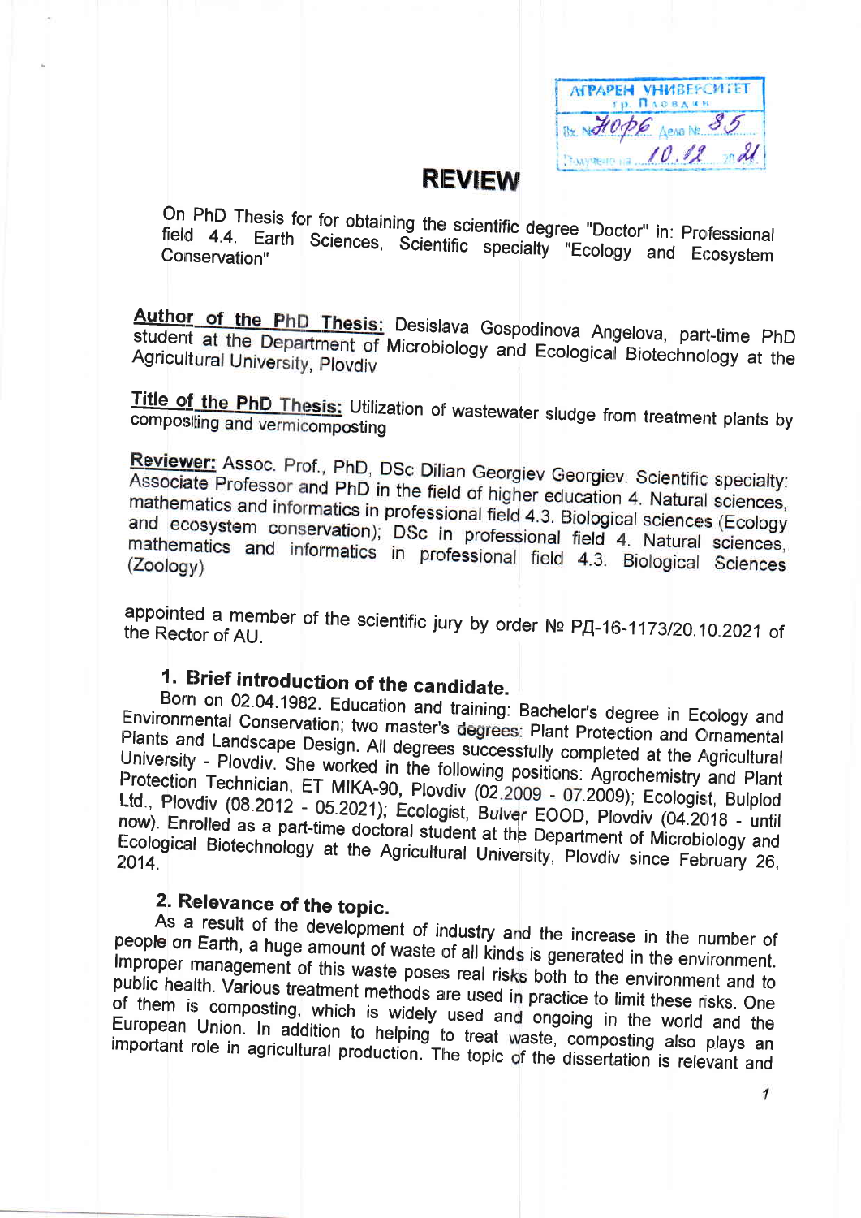АГРАРЕН УНИВЕРСИТЕТ
гр. ПЛОВДИВ
Вх. №1096 Дело № 85
Получено на 10.12 20 21

# REVIEW

On PhD Thesis for for obtaining the scientific degree "Doctor" in: Professional field 4.4. Earth Sciences, Scientific specialty "Ecology and Ecosystem Conservation"

**Author of the PhD Thesis:** Desislava Gospodinova Angelova, part-time PhD student at the Department of Microbiology and Ecological Biotechnology at the Agricultural University, Plovdiv

**Title of the PhD Thesis:** Utilization of wastewater sludge from treatment plants by composting and vermicomposting

**Reviewer:** Assoc. Prof., PhD, DSc Dilian Georgiev Georgiev. Scientific specialty: Associate Professor and PhD in the field of higher education 4. Natural sciences, mathematics and informatics in professional field 4.3. Biological sciences (Ecology and ecosystem conservation); DSc in professional field 4. Natural sciences, mathematics and informatics in professional field 4.3. Biological Sciences (Zoology)

appointed a member of the scientific jury by order № РД-16-1173/20.10.2021 of the Rector of AU.

## 1. Brief introduction of the candidate.

Born on 02.04.1982. Education and training: Bachelor's degree in Ecology and Environmental Conservation; two master's degrees: Plant Protection and Ornamental Plants and Landscape Design. All degrees successfully completed at the Agricultural University - Plovdiv. She worked in the following positions: Agrochemistry and Plant Protection Technician, ET MIKA-90, Plovdiv (02.2009 - 07.2009); Ecologist, Bulplod Ltd., Plovdiv (08.2012 - 05.2021); Ecologist, Bulver EOOD, Plovdiv (04.2018 - until now). Enrolled as a part-time doctoral student at the Department of Microbiology and Ecological Biotechnology at the Agricultural University, Plovdiv since February 26, 2014.

## 2. Relevance of the topic.

As a result of the development of industry and the increase in the number of people on Earth, a huge amount of waste of all kinds is generated in the environment. Improper management of this waste poses real risks both to the environment and to public health. Various treatment methods are used in practice to limit these risks. One of them is composting, which is widely used and ongoing in the world and the European Union. In addition to helping to treat waste, composting also plays an important role in agricultural production. The topic of the dissertation is relevant and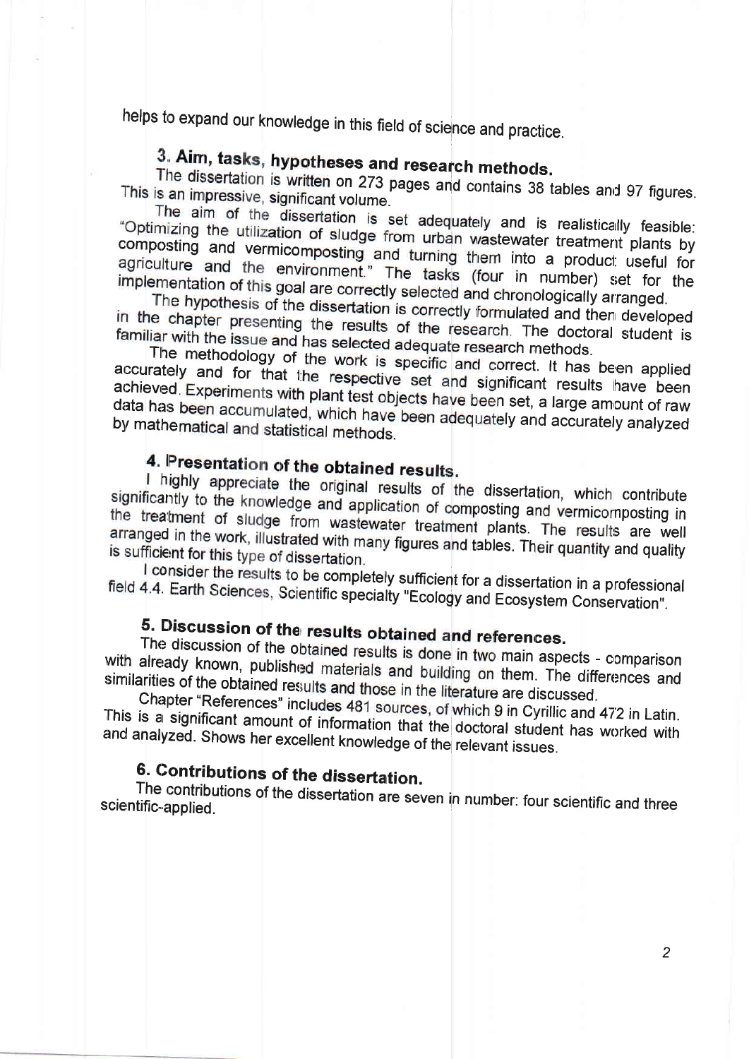helps to expand our knowledge in this field of science and practice.

## 3. Aim, tasks, hypotheses and research methods.

The dissertation is written on 273 pages and contains 38 tables and 97 figures. This is an impressive, significant volume.

The aim of the dissertation is set adequately and is realistically feasible: "Optimizing the utilization of sludge from urban wastewater treatment plants by composting and vermicomposting and turning them into a product useful for agriculture and the environment." The tasks (four in number) set for the implementation of this goal are correctly selected and chronologically arranged.

The hypothesis of the dissertation is correctly formulated and then developed in the chapter presenting the results of the research. The doctoral student is familiar with the issue and has selected adequate research methods.

The methodology of the work is specific and correct. It has been applied accurately and for that the respective set and significant results have been achieved. Experiments with plant test objects have been set, a large amount of raw data has been accumulated, which have been adequately and accurately analyzed by mathematical and statistical methods.

## 4. Presentation of the obtained results.

I highly appreciate the original results of the dissertation, which contribute significantly to the knowledge and application of composting and vermicomposting in the treatment of sludge from wastewater treatment plants. The results are well arranged in the work, illustrated with many figures and tables. Their quantity and quality is sufficient for this type of dissertation.

I consider the results to be completely sufficient for a dissertation in a professional field 4.4. Earth Sciences, Scientific specialty "Ecology and Ecosystem Conservation".

## 5. Discussion of the results obtained and references.

The discussion of the obtained results is done in two main aspects - comparison with already known, published materials and building on them. The differences and similarities of the obtained results and those in the literature are discussed.

Chapter "References" includes 481 sources, of which 9 in Cyrillic and 472 in Latin. This is a significant amount of information that the doctoral student has worked with and analyzed. Shows her excellent knowledge of the relevant issues.

## 6. Contributions of the dissertation.

The contributions of the dissertation are seven in number: four scientific and three scientific-applied.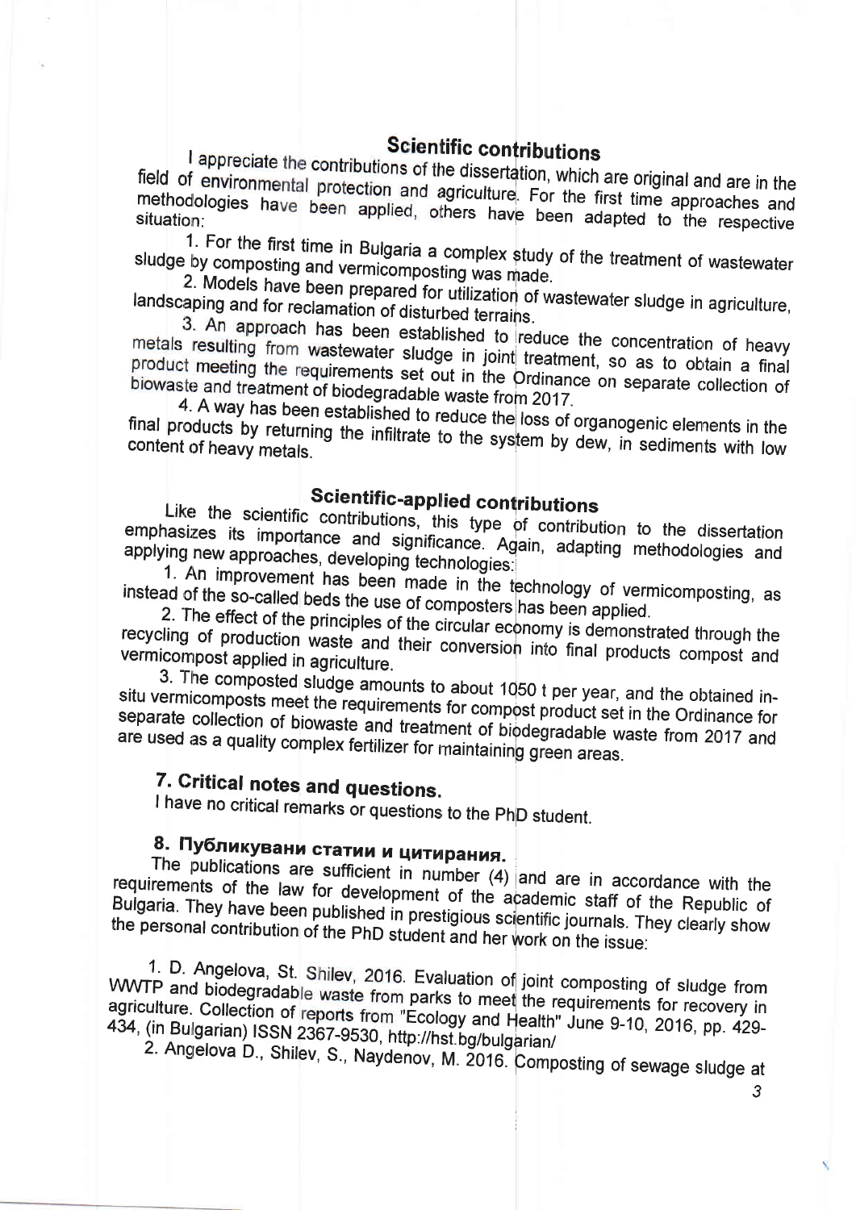## Scientific contributions

I appreciate the contributions of the dissertation, which are original and are in the field of environmental protection and agriculture. For the first time approaches and methodologies have been applied, others have been adapted to the respective situation:

1. For the first time in Bulgaria a complex study of the treatment of wastewater sludge by composting and vermicomposting was made.
2. Models have been prepared for utilization of wastewater sludge in agriculture, landscaping and for reclamation of disturbed terrains.
3. An approach has been established to reduce the concentration of heavy metals resulting from wastewater sludge in joint treatment, so as to obtain a final product meeting the requirements set out in the Ordinance on separate collection of biowaste and treatment of biodegradable waste from 2017.
4. A way has been established to reduce the loss of organogenic elements in the final products by returning the infiltrate to the system by dew, in sediments with low content of heavy metals.

## Scientific-applied contributions

Like the scientific contributions, this type of contribution to the dissertation emphasizes its importance and significance. Again, adapting methodologies and applying new approaches, developing technologies:

1. An improvement has been made in the technology of vermicomposting, as instead of the so-called beds the use of composters has been applied.
2. The effect of the principles of the circular economy is demonstrated through the recycling of production waste and their conversion into final products compost and vermicompost applied in agriculture.
3. The composted sludge amounts to about 1050 t per year, and the obtained in-situ vermicomposts meet the requirements for compost product set in the Ordinance for separate collection of biowaste and treatment of biodegradable waste from 2017 and are used as a quality complex fertilizer for maintaining green areas.

## 7. Critical notes and questions.

I have no critical remarks or questions to the PhD student.

## 8. Публикувани статии и цитирания.

The publications are sufficient in number (4) and are in accordance with the requirements of the law for development of the academic staff of the Republic of Bulgaria. They have been published in prestigious scientific journals. They clearly show the personal contribution of the PhD student and her work on the issue:

1. D. Angelova, St. Shilev, 2016. Evaluation of joint composting of sludge from WWTP and biodegradable waste from parks to meet the requirements for recovery in agriculture. Collection of reports from "Ecology and Health" June 9-10, 2016, pp. 429-434, (in Bulgarian) ISSN 2367-9530, http://hst.bg/bulgarian/
2. Angelova D., Shilev, S., Naydenov, M. 2016. Composting of sewage sludge at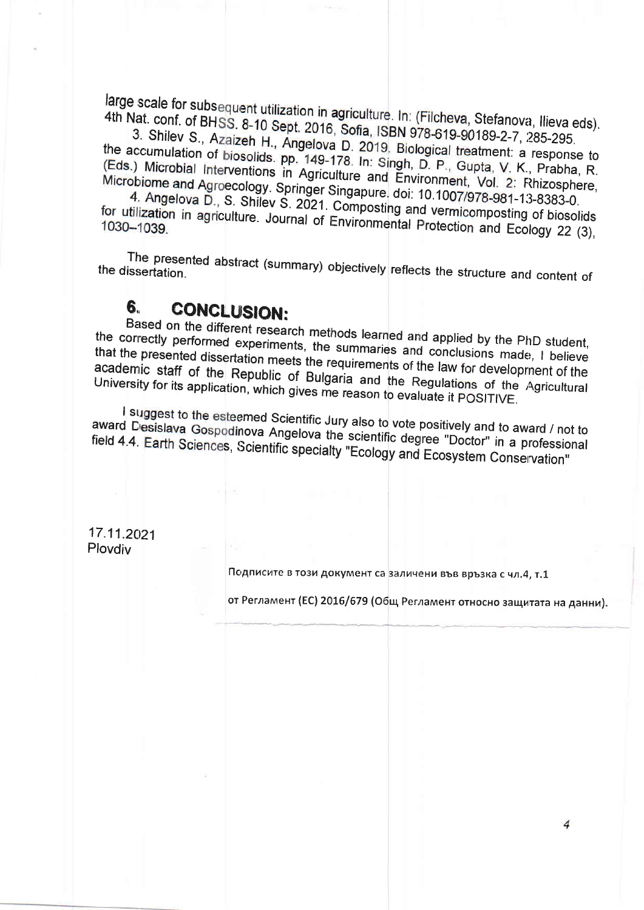large scale for subsequent utilization in agriculture. In: (Filcheva, Stefanova, Ilieva eds). 4th Nat. conf. of BHSS. 8-10 Sept. 2016, Sofia, ISBN 978-619-90189-2-7, 285-295.

3. Shilev S., Azaizeh H., Angelova D. 2019. Biological treatment: a response to the accumulation of biosolids. pp. 149-178. In: Singh, D. P., Gupta, V. K., Prabha, R. (Eds.) Microbial Interventions in Agriculture and Environment, Vol. 2: Rhizosphere, Microbiome and Agroecology. Springer Singapure. doi: 10.1007/978-981-13-8383-0.

4. Angelova D., S. Shilev S. 2021. Composting and vermicomposting of biosolids for utilization in agriculture. Journal of Environmental Protection and Ecology 22 (3), 1030–1039.

The presented abstract (summary) objectively reflects the structure and content of the dissertation.

## 6. CONCLUSION:

Based on the different research methods learned and applied by the PhD student, the correctly performed experiments, the summaries and conclusions made, I believe that the presented dissertation meets the requirements of the law for development of the academic staff of the Republic of Bulgaria and the Regulations of the Agricultural University for its application, which gives me reason to evaluate it POSITIVE.

I suggest to the esteemed Scientific Jury also to vote positively and to award / not to award Desislava Gospodinova Angelova the scientific degree "Doctor" in a professional field 4.4. Earth Sciences, Scientific specialty "Ecology and Ecosystem Conservation"

17.11.2021
Plovdiv

Подписите в този документ са заличени във връзка с чл.4, т.1

от Регламент (ЕС) 2016/679 (Общ Регламент относно защитата на данни).